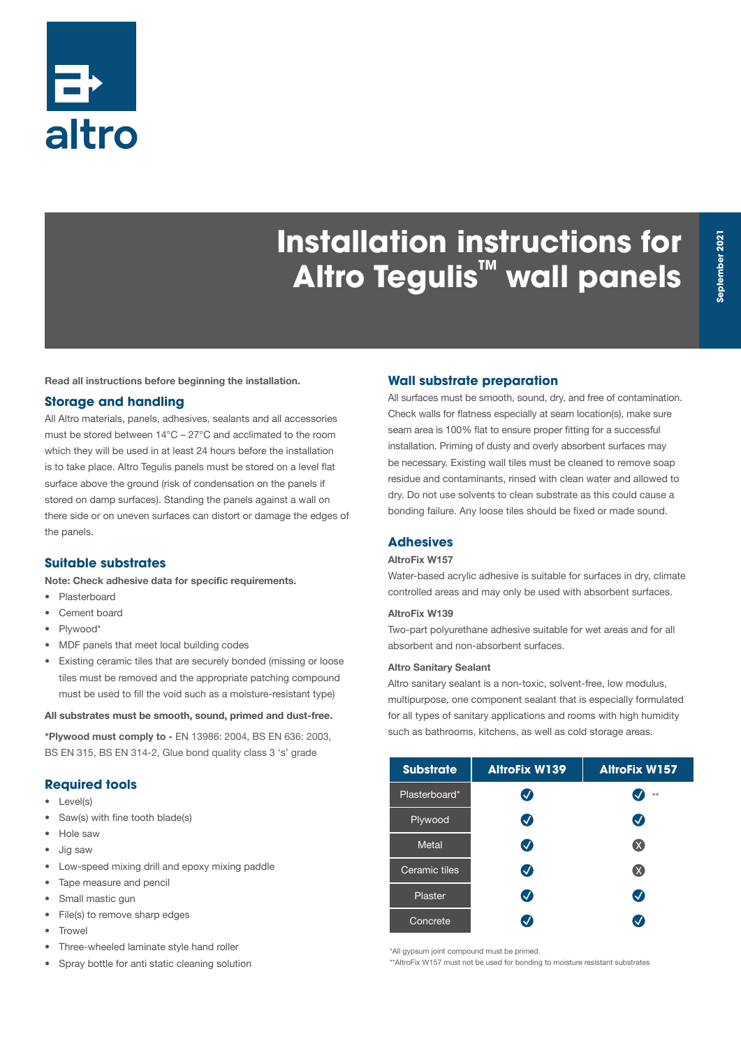altro

# Installation instructions for Altro Tegulis™ wall panels

September 2021

**Read all instructions before beginning the installation.**

## Storage and handling

All Altro materials, panels, adhesives, sealants and all accessories must be stored between 14°C – 27°C and acclimated to the room which they will be used in at least 24 hours before the installation is to take place. Altro Tegulis panels must be stored on a level flat surface above the ground (risk of condensation on the panels if stored on damp surfaces). Standing the panels against a wall on there side or on uneven surfaces can distort or damage the edges of the panels.

## Suitable substrates

**Note: Check adhesive data for specific requirements.**

- Plasterboard
- Cement board
- Plywood*
- MDF panels that meet local building codes
- Existing ceramic tiles that are securely bonded (missing or loose tiles must be removed and the appropriate patching compound must be used to fill the void such as a moisture-resistant type)

**All substrates must be smooth, sound, primed and dust-free.**

**\*Plywood must comply to -** EN 13986: 2004, BS EN 636: 2003, BS EN 315, BS EN 314-2, Glue bond quality class 3 's' grade

## Required tools

- Level(s)
- Saw(s) with fine tooth blade(s)
- Hole saw
- Jig saw
- Low-speed mixing drill and epoxy mixing paddle
- Tape measure and pencil
- Small mastic gun
- File(s) to remove sharp edges
- Trowel
- Three-wheeled laminate style hand roller
- Spray bottle for anti static cleaning solution

## Wall substrate preparation

All surfaces must be smooth, sound, dry, and free of contamination. Check walls for flatness especially at seam location(s), make sure seam area is 100% flat to ensure proper fitting for a successful installation. Priming of dusty and overly absorbent surfaces may be necessary. Existing wall tiles must be cleaned to remove soap residue and contaminants, rinsed with clean water and allowed to dry. Do not use solvents to clean substrate as this could cause a bonding failure. Any loose tiles should be fixed or made sound.

## Adhesives

**AltroFix W157**

Water-based acrylic adhesive is suitable for surfaces in dry, climate controlled areas and may only be used with absorbent surfaces.

**AltroFix W139**

Two-part polyurethane adhesive suitable for wet areas and for all absorbent and non-absorbent surfaces.

**Altro Sanitary Sealant**

Altro sanitary sealant is a non-toxic, solvent-free, low modulus, multipurpose, one component sealant that is especially formulated for all types of sanitary applications and rooms with high humidity such as bathrooms, kitchens, as well as cold storage areas.

| Substrate | AltroFix W139 | AltroFix W157 |
|---|---|---|
| Plasterboard* | ✓ | ✓ ** |
| Plywood | ✓ | ✓ |
| Metal | ✓ | ✗ |
| Ceramic tiles | ✓ | ✗ |
| Plaster | ✓ | ✓ |
| Concrete | ✓ | ✓ |

*All gypsum joint compound must be primed.

**AltroFix W157 must not be used for bonding to moisture resistant substrates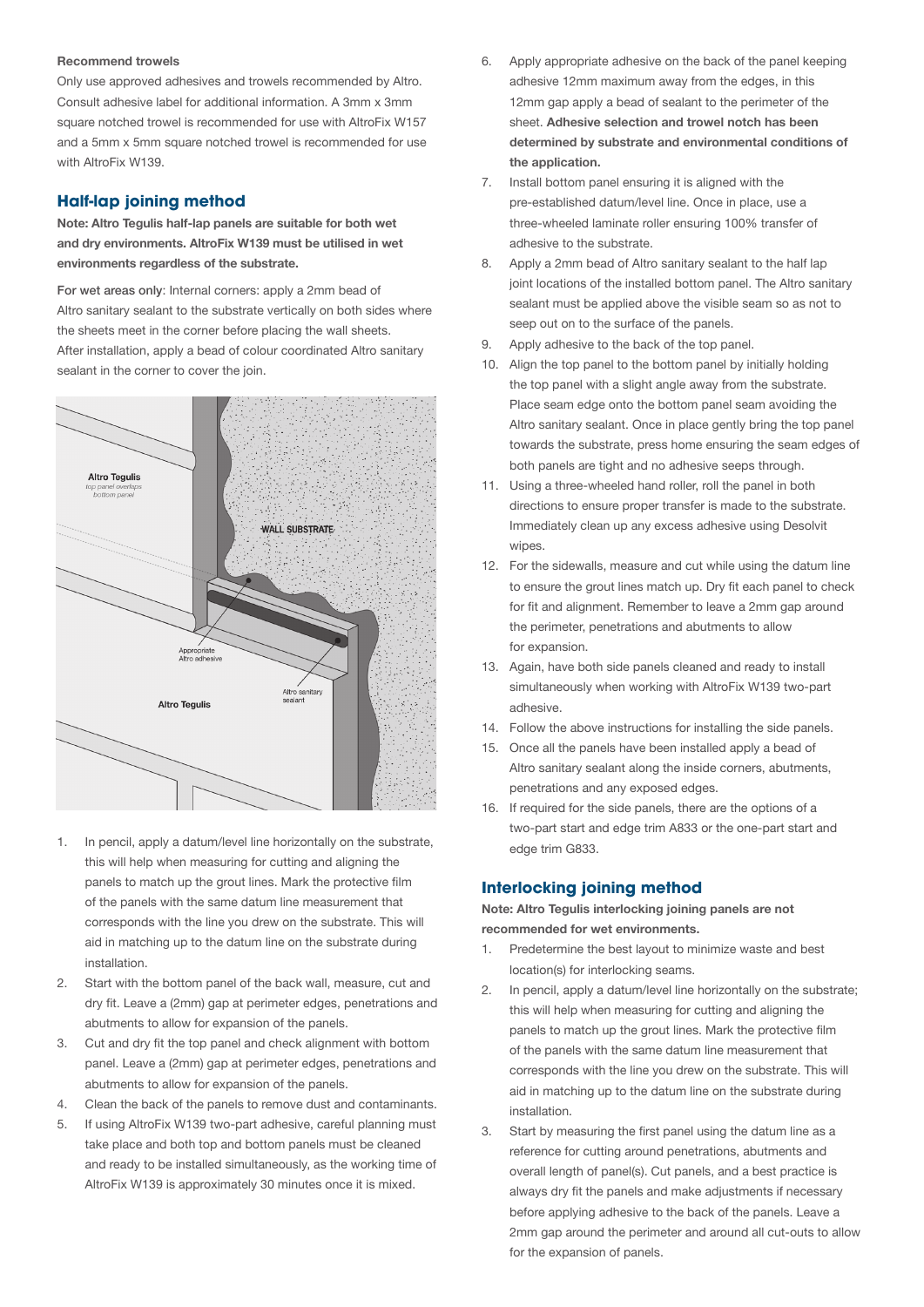**Recommend trowels**

Only use approved adhesives and trowels recommended by Altro. Consult adhesive label for additional information. A 3mm x 3mm square notched trowel is recommended for use with AltroFix W157 and a 5mm x 5mm square notched trowel is recommended for use with AltroFix W139.

## Half-lap joining method

**Note: Altro Tegulis half-lap panels are suitable for both wet and dry environments. AltroFix W139 must be utilised in wet environments regardless of the substrate.**

**For wet areas only**: Internal corners: apply a 2mm bead of Altro sanitary sealant to the substrate vertically on both sides where the sheets meet in the corner before placing the wall sheets. After installation, apply a bead of colour coordinated Altro sanitary sealant in the corner to cover the join.

Altro Tegulis
*top panel overlaps bottom panel*

WALL SUBSTRATE

Appropriate Altro adhesive

Altro sanitary sealant

Altro Tegulis

1. In pencil, apply a datum/level line horizontally on the substrate, this will help when measuring for cutting and aligning the panels to match up the grout lines. Mark the protective film of the panels with the same datum line measurement that corresponds with the line you drew on the substrate. This will aid in matching up to the datum line on the substrate during installation.
2. Start with the bottom panel of the back wall, measure, cut and dry fit. Leave a (2mm) gap at perimeter edges, penetrations and abutments to allow for expansion of the panels.
3. Cut and dry fit the top panel and check alignment with bottom panel. Leave a (2mm) gap at perimeter edges, penetrations and abutments to allow for expansion of the panels.
4. Clean the back of the panels to remove dust and contaminants.
5. If using AltroFix W139 two-part adhesive, careful planning must take place and both top and bottom panels must be cleaned and ready to be installed simultaneously, as the working time of AltroFix W139 is approximately 30 minutes once it is mixed.
6. Apply appropriate adhesive on the back of the panel keeping adhesive 12mm maximum away from the edges, in this 12mm gap apply a bead of sealant to the perimeter of the sheet. **Adhesive selection and trowel notch has been determined by substrate and environmental conditions of the application.**
7. Install bottom panel ensuring it is aligned with the pre-established datum/level line. Once in place, use a three-wheeled laminate roller ensuring 100% transfer of adhesive to the substrate.
8. Apply a 2mm bead of Altro sanitary sealant to the half lap joint locations of the installed bottom panel. The Altro sanitary sealant must be applied above the visible seam so as not to seep out on to the surface of the panels.
9. Apply adhesive to the back of the top panel.
10. Align the top panel to the bottom panel by initially holding the top panel with a slight angle away from the substrate. Place seam edge onto the bottom panel seam avoiding the Altro sanitary sealant. Once in place gently bring the top panel towards the substrate, press home ensuring the seam edges of both panels are tight and no adhesive seeps through.
11. Using a three-wheeled hand roller, roll the panel in both directions to ensure proper transfer is made to the substrate. Immediately clean up any excess adhesive using Desolvit wipes.
12. For the sidewalls, measure and cut while using the datum line to ensure the grout lines match up. Dry fit each panel to check for fit and alignment. Remember to leave a 2mm gap around the perimeter, penetrations and abutments to allow for expansion.
13. Again, have both side panels cleaned and ready to install simultaneously when working with AltroFix W139 two-part adhesive.
14. Follow the above instructions for installing the side panels.
15. Once all the panels have been installed apply a bead of Altro sanitary sealant along the inside corners, abutments, penetrations and any exposed edges.
16. If required for the side panels, there are the options of a two-part start and edge trim A833 or the one-part start and edge trim G833.

## Interlocking joining method

**Note: Altro Tegulis interlocking joining panels are not recommended for wet environments.**

1. Predetermine the best layout to minimize waste and best location(s) for interlocking seams.
2. In pencil, apply a datum/level line horizontally on the substrate; this will help when measuring for cutting and aligning the panels to match up the grout lines. Mark the protective film of the panels with the same datum line measurement that corresponds with the line you drew on the substrate. This will aid in matching up to the datum line on the substrate during installation.
3. Start by measuring the first panel using the datum line as a reference for cutting around penetrations, abutments and overall length of panel(s). Cut panels, and a best practice is always dry fit the panels and make adjustments if necessary before applying adhesive to the back of the panels. Leave a 2mm gap around the perimeter and around all cut-outs to allow for the expansion of panels.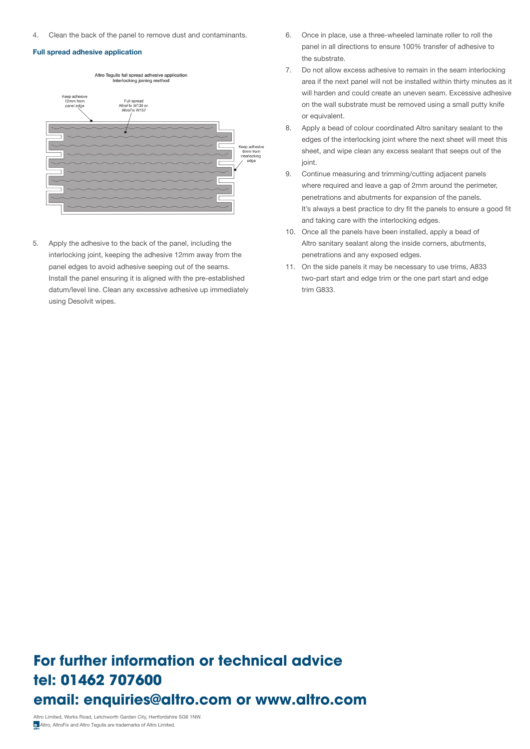4. Clean the back of the panel to remove dust and contaminants.

### Full spread adhesive application

Altro Tegulis full spread adhesive application
Interlocking joining method

Keep adhesive 12mm from panel edge

Full spread AltroFix W139 or AltroFix W157

Keep adhesive 6mm from interlocking edge

5. Apply the adhesive to the back of the panel, including the interlocking joint, keeping the adhesive 12mm away from the panel edges to avoid adhesive seeping out of the seams. Install the panel ensuring it is aligned with the pre-established datum/level line. Clean any excessive adhesive up immediately using Desolvit wipes.
6. Once in place, use a three-wheeled laminate roller to roll the panel in all directions to ensure 100% transfer of adhesive to the substrate.
7. Do not allow excess adhesive to remain in the seam interlocking area if the next panel will not be installed within thirty minutes as it will harden and could create an uneven seam. Excessive adhesive on the wall substrate must be removed using a small putty knife or equivalent.
8. Apply a bead of colour coordinated Altro sanitary sealant to the edges of the interlocking joint where the next sheet will meet this sheet, and wipe clean any excess sealant that seeps out of the joint.
9. Continue measuring and trimming/cutting adjacent panels where required and leave a gap of 2mm around the perimeter, penetrations and abutments for expansion of the panels. It's always a best practice to dry fit the panels to ensure a good fit and taking care with the interlocking edges.
10. Once all the panels have been installed, apply a bead of Altro sanitary sealant along the inside corners, abutments, penetrations and any exposed edges.
11. On the side panels it may be necessary to use trims, A833 two-part start and edge trim or the one part start and edge trim G833.

## For further information or technical advice
## tel: 01462 707600
## email: enquiries@altro.com or www.altro.com

Altro Limited, Works Road, Letchworth Garden City, Hertfordshire SG6 1NW.
Altro, AltroFix and Altro Tegulis are trademarks of Altro Limited.